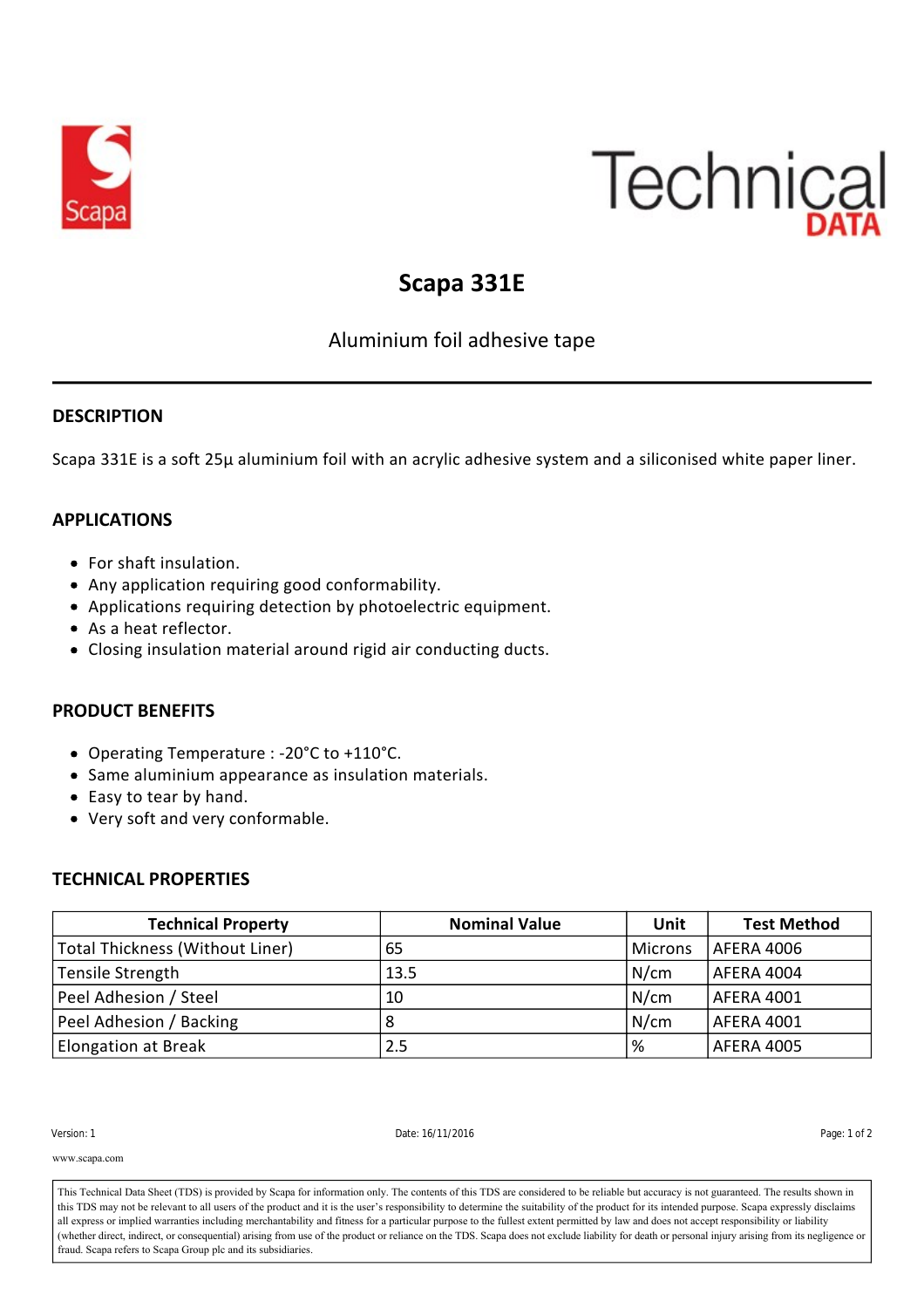Technical DATA

# Scapa 331E

Aluminium foil adhesive tape

## DESCRIPTION

Scapa 331E is a soft 25µ aluminium foil with an acrylic adhesive system and a siliconised white paper liner.

## APPLICATIONS

- For shaft insulation.
- Any application requiring good conformability.
- Applications requiring detection by photoelectric equipment.
- As a heat reflector.
- Closing insulation material around rigid air conducting ducts.

## PRODUCT BENEFITS

- Operating Temperature : -20°C to +110°C.
- Same aluminium appearance as insulation materials.
- Easy to tear by hand.
- Very soft and very conformable.

## TECHNICAL PROPERTIES

| Technical Property | Nominal Value | Unit | Test Method |
|---|---|---|---|
| Total Thickness (Without Liner) | 65 | Microns | AFERA 4006 |
| Tensile Strength | 13.5 | N/cm | AFERA 4004 |
| Peel Adhesion / Steel | 10 | N/cm | AFERA 4001 |
| Peel Adhesion / Backing | 8 | N/cm | AFERA 4001 |
| Elongation at Break | 2.5 | % | AFERA 4005 |

Version: 1 Date: 16/11/2016

www.scapa.com

This Technical Data Sheet (TDS) is provided by Scapa for information only. The contents of this TDS are considered to be reliable but accuracy is not guaranteed. The results shown in this TDS may not be relevant to all users of the product and it is the user's responsibility to determine the suitability of the product for its intended purpose. Scapa expressly disclaims all express or implied warranties including merchantability and fitness for a particular purpose to the fullest extent permitted by law and does not accept responsibility or liability (whether direct, indirect, or consequential) arising from use of the product or reliance on the TDS. Scapa does not exclude liability for death or personal injury arising from its negligence or fraud. Scapa refers to Scapa Group plc and its subsidiaries.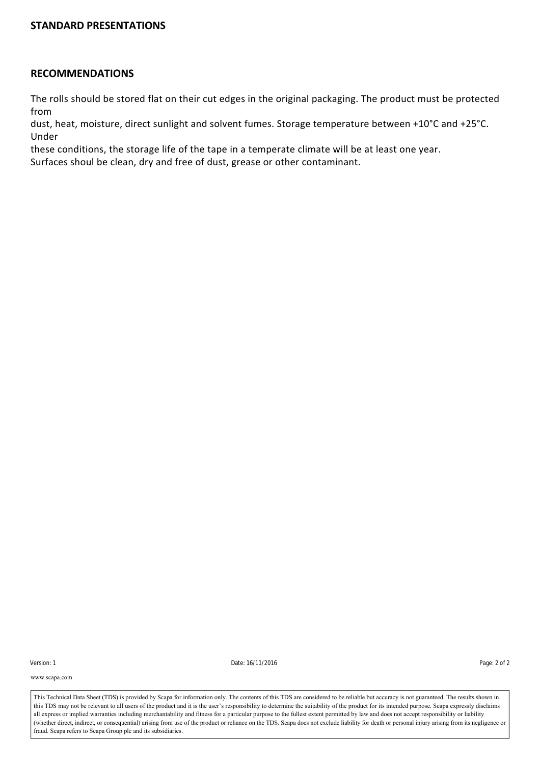## STANDARD PRESENTATIONS

## RECOMMENDATIONS

The rolls should be stored flat on their cut edges in the original packaging. The product must be protected from dust, heat, moisture, direct sunlight and solvent fumes. Storage temperature between +10°C and +25°C. Under these conditions, the storage life of the tape in a temperate climate will be at least one year.
Surfaces shoul be clean, dry and free of dust, grease or other contaminant.

Version: 1 Date: 16/11/2016

www.scapa.com

This Technical Data Sheet (TDS) is provided by Scapa for information only. The contents of this TDS are considered to be reliable but accuracy is not guaranteed. The results shown in this TDS may not be relevant to all users of the product and it is the user's responsibility to determine the suitability of the product for its intended purpose. Scapa expressly disclaims all express or implied warranties including merchantability and fitness for a particular purpose to the fullest extent permitted by law and does not accept responsibility or liability (whether direct, indirect, or consequential) arising from use of the product or reliance on the TDS. Scapa does not exclude liability for death or personal injury arising from its negligence or fraud. Scapa refers to Scapa Group plc and its subsidiaries.